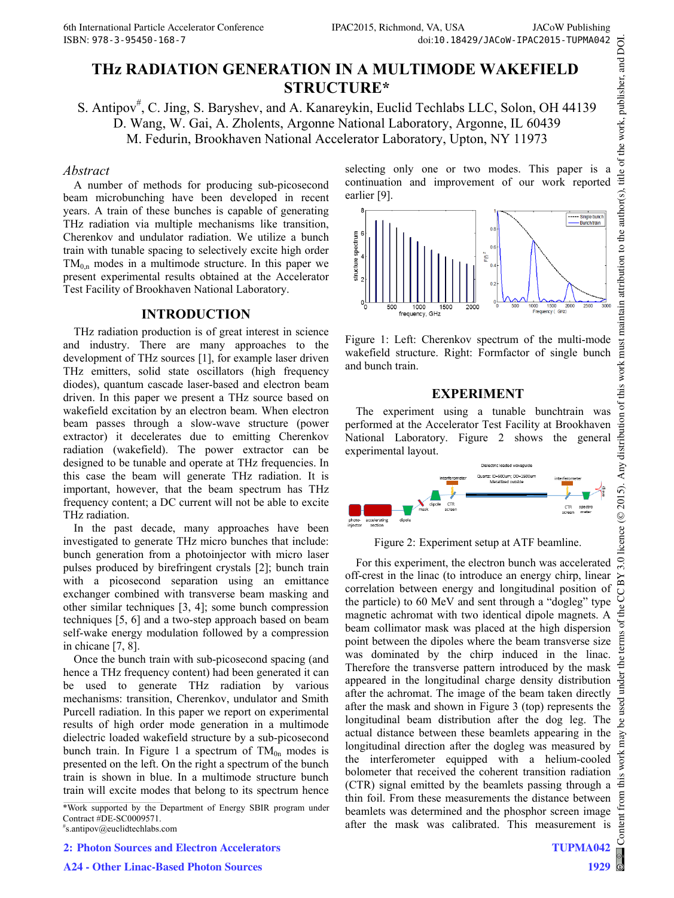# THz RADIATION GENERATION IN A MULTIMODE WAKEFIELD STRUCTURE*

S. Antipov[#], C. Jing, S. Baryshev, and A. Kanareykin, Euclid Techlabs LLC, Solon, OH 44139
D. Wang, W. Gai, A. Zholents, Argonne National Laboratory, Argonne, IL 60439
M. Fedurin, Brookhaven National Accelerator Laboratory, Upton, NY 11973

## *Abstract*

A number of methods for producing sub-picosecond beam microbunching have been developed in recent years. A train of these bunches is capable of generating THz radiation via multiple mechanisms like transition, Cherenkov and undulator radiation. We utilize a bunch train with tunable spacing to selectively excite high order $TM_{0,n}$ modes in a multimode structure. In this paper we present experimental results obtained at the Accelerator Test Facility of Brookhaven National Laboratory.

## INTRODUCTION

THz radiation production is of great interest in science and industry. There are many approaches to the development of THz sources [1], for example laser driven THz emitters, solid state oscillators (high frequency diodes), quantum cascade laser-based and electron beam driven. In this paper we present a THz source based on wakefield excitation by an electron beam. When electron beam passes through a slow-wave structure (power extractor) it decelerates due to emitting Cherenkov radiation (wakefield). The power extractor can be designed to be tunable and operate at THz frequencies. In this case the beam will generate THz radiation. It is important, however, that the beam spectrum has THz frequency content; a DC current will not be able to excite THz radiation.

In the past decade, many approaches have been investigated to generate THz micro bunches that include: bunch generation from a photoinjector with micro laser pulses produced by birefringent crystals [2]; bunch train with a picosecond separation using an emittance exchanger combined with transverse beam masking and other similar techniques [3, 4]; some bunch compression techniques [5, 6] and a two-step approach based on beam self-wake energy modulation followed by a compression in chicane [7, 8].

Once the bunch train with sub-picosecond spacing (and hence a THz frequency content) had been generated it can be used to generate THz radiation by various mechanisms: transition, Cherenkov, undulator and Smith Purcell radiation. In this paper we report on experimental results of high order mode generation in a multimode dielectric loaded wakefield structure by a sub-picosecond bunch train. In Figure 1 a spectrum of $TM_{0n}$ modes is presented on the left. On the right a spectrum of the bunch train is shown in blue. In a multimode structure bunch train will excite modes that belong to its spectrum hence selecting only one or two modes. This paper is a continuation and improvement of our work reported earlier [9].

structure spectrum
frequency, GHz
F(f)^2
Frequency ( GHz)
Single bunch
Bunch train

Figure 1: Left: Cherenkov spectrum of the multi-mode wakefield structure. Right: Formfactor of single bunch and bunch train.

## EXPERIMENT

The experiment using a tunable bunchtrain was performed at the Accelerator Test Facility at Brookhaven National Laboratory. Figure 2 shows the general experimental layout.

Dielectric loaded waveguide
Quartz: ID=500um; OD=1500um
Metallized outside
interferometer
interferometer
photo-injector
accelerating section
dipole
mask
dipole
CTR screen
CTR screen
spectro meter

Figure 2: Experiment setup at ATF beamline.

For this experiment, the electron bunch was accelerated off-crest in the linac (to introduce an energy chirp, linear correlation between energy and longitudinal position of the particle) to 60 MeV and sent through a "dogleg" type magnetic achromat with two identical dipole magnets. A beam collimator mask was placed at the high dispersion point between the dipoles where the beam transverse size was dominated by the chirp induced in the linac. Therefore the transverse pattern introduced by the mask appeared in the longitudinal charge density distribution after the achromat. The image of the beam taken directly after the mask and shown in Figure 3 (top) represents the longitudinal beam distribution after the dog leg. The actual distance between these beamlets appearing in the longitudinal direction after the dogleg was measured by the interferometer equipped with a helium-cooled bolometer that received the coherent transition radiation (CTR) signal emitted by the beamlets passing through a thin foil. From these measurements the distance between beamlets was determined and the phosphor screen image after the mask was calibrated. This measurement is

*Work supported by the Department of Energy SBIR program under Contract #DE-SC0009571.
[#]s.antipov@euclidtechlabs.com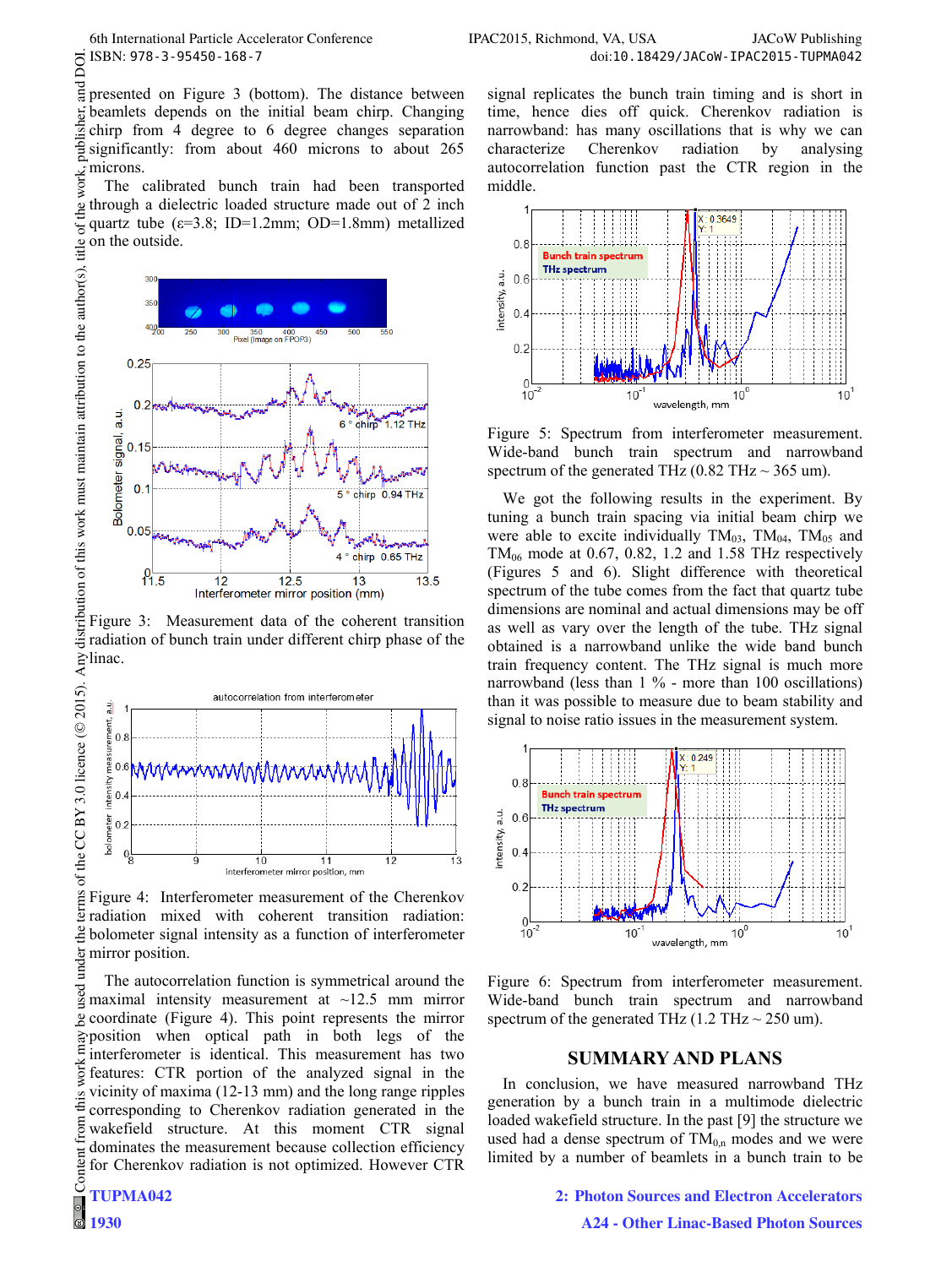presented on Figure 3 (bottom). The distance between beamlets depends on the initial beam chirp. Changing chirp from 4 degree to 6 degree changes separation significantly: from about 460 microns to about 265 microns.

The calibrated bunch train had been transported through a dielectric loaded structure made out of 2 inch quartz tube (ε=3.8; ID=1.2mm; OD=1.8mm) metallized on the outside.

300
350
400
200 250 300 350 400 450 500 550
Pixel (Image on FPOP3)

0.25
0.2
0.15
0.1
0.05
0
11.5 12 12.5 13 13.5
Bolometer signal, a.u.
Interferometer mirror position (mm)
6 ° chirp 1.12 THz
5 ° chirp 0.94 THz
4 ° chirp 0.65 THz

Figure 3: Measurement data of the coherent transition radiation of bunch train under different chirp phase of the linac.

autocorrelation from interferometer
1
0.8
0.6
0.4
0.2
0
8 9 10 11 12 13
bolometer intensity measurement, a.u.
interferometer mirror position, mm

Figure 4: Interferometer measurement of the Cherenkov radiation mixed with coherent transition radiation: bolometer signal intensity as a function of interferometer mirror position.

The autocorrelation function is symmetrical around the maximal intensity measurement at ~12.5 mm mirror coordinate (Figure 4). This point represents the mirror position when optical path in both legs of the interferometer is identical. This measurement has two features: CTR portion of the analyzed signal in the vicinity of maxima (12-13 mm) and the long range ripples corresponding to Cherenkov radiation generated in the wakefield structure. At this moment CTR signal dominates the measurement because collection efficiency for Cherenkov radiation is not optimized. However CTR signal replicates the bunch train timing and is short in time, hence dies off quick. Cherenkov radiation is narrowband: has many oscillations that is why we can characterize Cherenkov radiation by analysing autocorrelation function past the CTR region in the middle.

1
0.8
0.6
0.4
0.2
0
$10^{-2}$ $10^{-1}$ $10^{0}$ $10^{1}$
intensity, a.u.
wavelength, mm
X: 0.3649
Y: 1
Bunch train spectrum
THz spectrum

Figure 5: Spectrum from interferometer measurement. Wide-band bunch train spectrum and narrowband spectrum of the generated THz (0.82 THz ~ 365 um).

We got the following results in the experiment. By tuning a bunch train spacing via initial beam chirp we were able to excite individually $TM_{03}$, $TM_{04}$, $TM_{05}$ and $TM_{06}$ mode at 0.67, 0.82, 1.2 and 1.58 THz respectively (Figures 5 and 6). Slight difference with theoretical spectrum of the tube comes from the fact that quartz tube dimensions are nominal and actual dimensions may be off as well as vary over the length of the tube. THz signal obtained is a narrowband unlike the wide band bunch train frequency content. The THz signal is much more narrowband (less than 1 % - more than 100 oscillations) than it was possible to measure due to beam stability and signal to noise ratio issues in the measurement system.

1
0.8
0.6
0.4
0.2
0
$10^{-2}$ $10^{-1}$ $10^{0}$ $10^{1}$
intensity, a.u.
wavelength, mm
X: 0.249
Y: 1
Bunch train spectrum
THz spectrum

Figure 6: Spectrum from interferometer measurement. Wide-band bunch train spectrum and narrowband spectrum of the generated THz (1.2 THz ~ 250 um).

## SUMMARY AND PLANS

In conclusion, we have measured narrowband THz generation by a bunch train in a multimode dielectric loaded wakefield structure. In the past [9] the structure we used had a dense spectrum of $TM_{0,n}$ modes and we were limited by a number of beamlets in a bunch train to be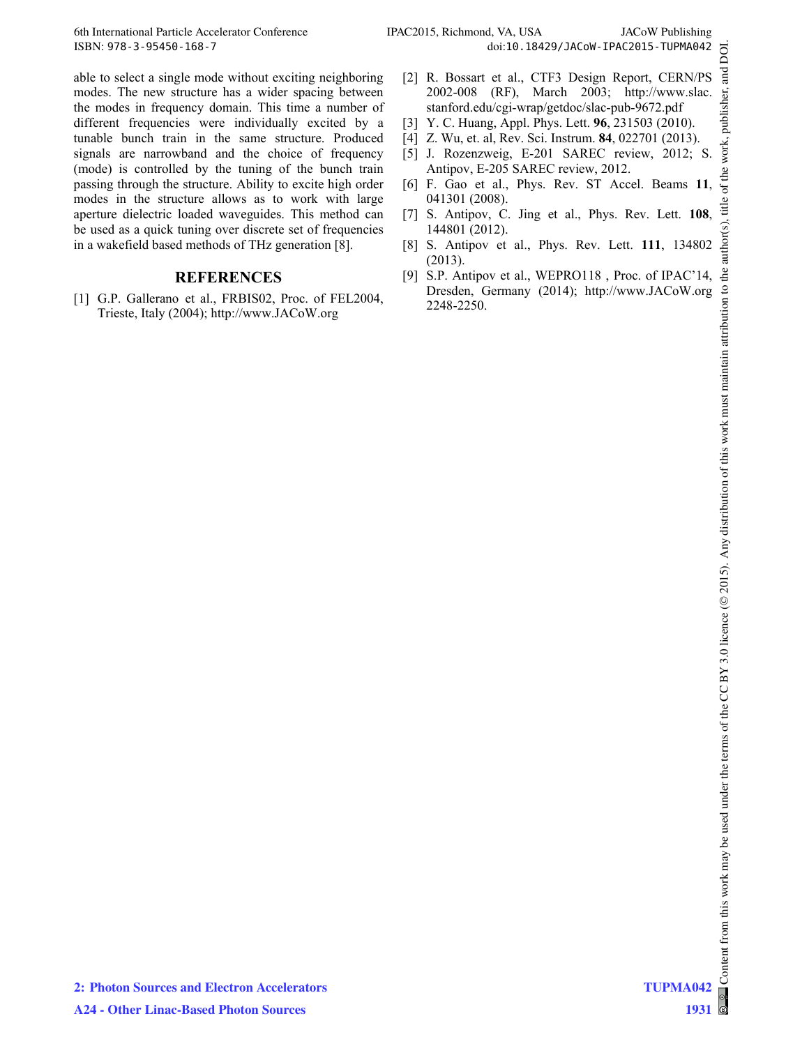able to select a single mode without exciting neighboring modes. The new structure has a wider spacing between the modes in frequency domain. This time a number of different frequencies were individually excited by a tunable bunch train in the same structure. Produced signals are narrowband and the choice of frequency (mode) is controlled by the tuning of the bunch train passing through the structure. Ability to excite high order modes in the structure allows as to work with large aperture dielectric loaded waveguides. This method can be used as a quick tuning over discrete set of frequencies in a wakefield based methods of THz generation [8].

## REFERENCES

[1] G.P. Gallerano et al., FRBIS02, Proc. of FEL2004, Trieste, Italy (2004); http://www.JACoW.org

[2] R. Bossart et al., CTF3 Design Report, CERN/PS 2002-008 (RF), March 2003; http://www.slac.stanford.edu/cgi-wrap/getdoc/slac-pub-9672.pdf

[3] Y. C. Huang, Appl. Phys. Lett. **96**, 231503 (2010).

[4] Z. Wu, et. al, Rev. Sci. Instrum. **84**, 022701 (2013).

[5] J. Rozenzweig, E-201 SAREC review, 2012; S. Antipov, E-205 SAREC review, 2012.

[6] F. Gao et al., Phys. Rev. ST Accel. Beams **11**, 041301 (2008).

[7] S. Antipov, C. Jing et al., Phys. Rev. Lett. **108**, 144801 (2012).

[8] S. Antipov et al., Phys. Rev. Lett. **111**, 134802 (2013).

[9] S.P. Antipov et al., WEPRO118 , Proc. of IPAC'14, Dresden, Germany (2014); http://www.JACoW.org 2248-2250.